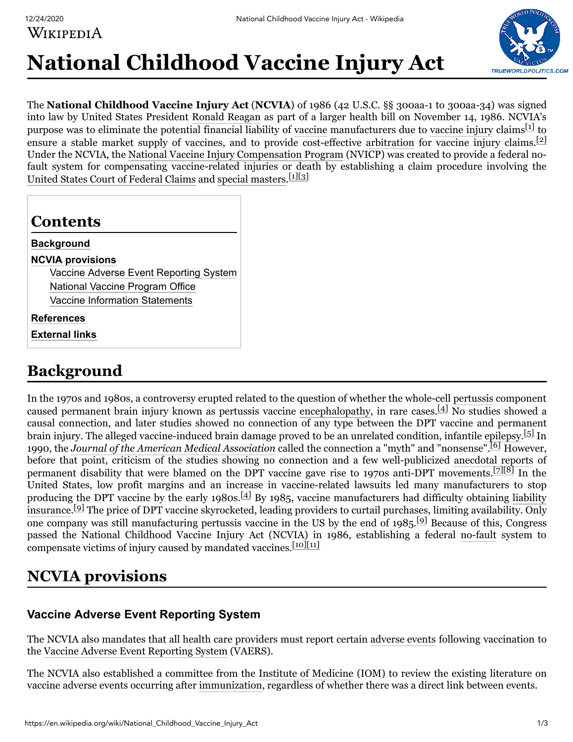# National Childhood Vaccine Injury Act

The **National Childhood Vaccine Injury Act** (**NCVIA**) of 1986 (42 U.S.C. §§ 300aa-1 to 300aa-34) was signed into law by United States President Ronald Reagan as part of a larger health bill on November 14, 1986. NCVIA's purpose was to eliminate the potential financial liability of vaccine manufacturers due to vaccine injury claims[1] to ensure a stable market supply of vaccines, and to provide cost-effective arbitration for vaccine injury claims.[2] Under the NCVIA, the National Vaccine Injury Compensation Program (NVICP) was created to provide a federal no-fault system for compensating vaccine-related injuries or death by establishing a claim procedure involving the United States Court of Federal Claims and special masters.[1][3]

**Contents**

- **Background**
- **NCVIA provisions**
  - Vaccine Adverse Event Reporting System
  - National Vaccine Program Office
  - Vaccine Information Statements
- **References**
- **External links**

## Background

In the 1970s and 1980s, a controversy erupted related to the question of whether the whole-cell pertussis component caused permanent brain injury known as pertussis vaccine encephalopathy, in rare cases.[4] No studies showed a causal connection, and later studies showed no connection of any type between the DPT vaccine and permanent brain injury. The alleged vaccine-induced brain damage proved to be an unrelated condition, infantile epilepsy.[5] In 1990, the *Journal of the American Medical Association* called the connection a "myth" and "nonsense".[6] However, before that point, criticism of the studies showing no connection and a few well-publicized anecdotal reports of permanent disability that were blamed on the DPT vaccine gave rise to 1970s anti-DPT movements.[7][8] In the United States, low profit margins and an increase in vaccine-related lawsuits led many manufacturers to stop producing the DPT vaccine by the early 1980s.[4] By 1985, vaccine manufacturers had difficulty obtaining liability insurance.[9] The price of DPT vaccine skyrocketed, leading providers to curtail purchases, limiting availability. Only one company was still manufacturing pertussis vaccine in the US by the end of 1985.[9] Because of this, Congress passed the National Childhood Vaccine Injury Act (NCVIA) in 1986, establishing a federal no-fault system to compensate victims of injury caused by mandated vaccines.[10][11]

## NCVIA provisions

### Vaccine Adverse Event Reporting System

The NCVIA also mandates that all health care providers must report certain adverse events following vaccination to the Vaccine Adverse Event Reporting System (VAERS).

The NCVIA also established a committee from the Institute of Medicine (IOM) to review the existing literature on vaccine adverse events occurring after immunization, regardless of whether there was a direct link between events.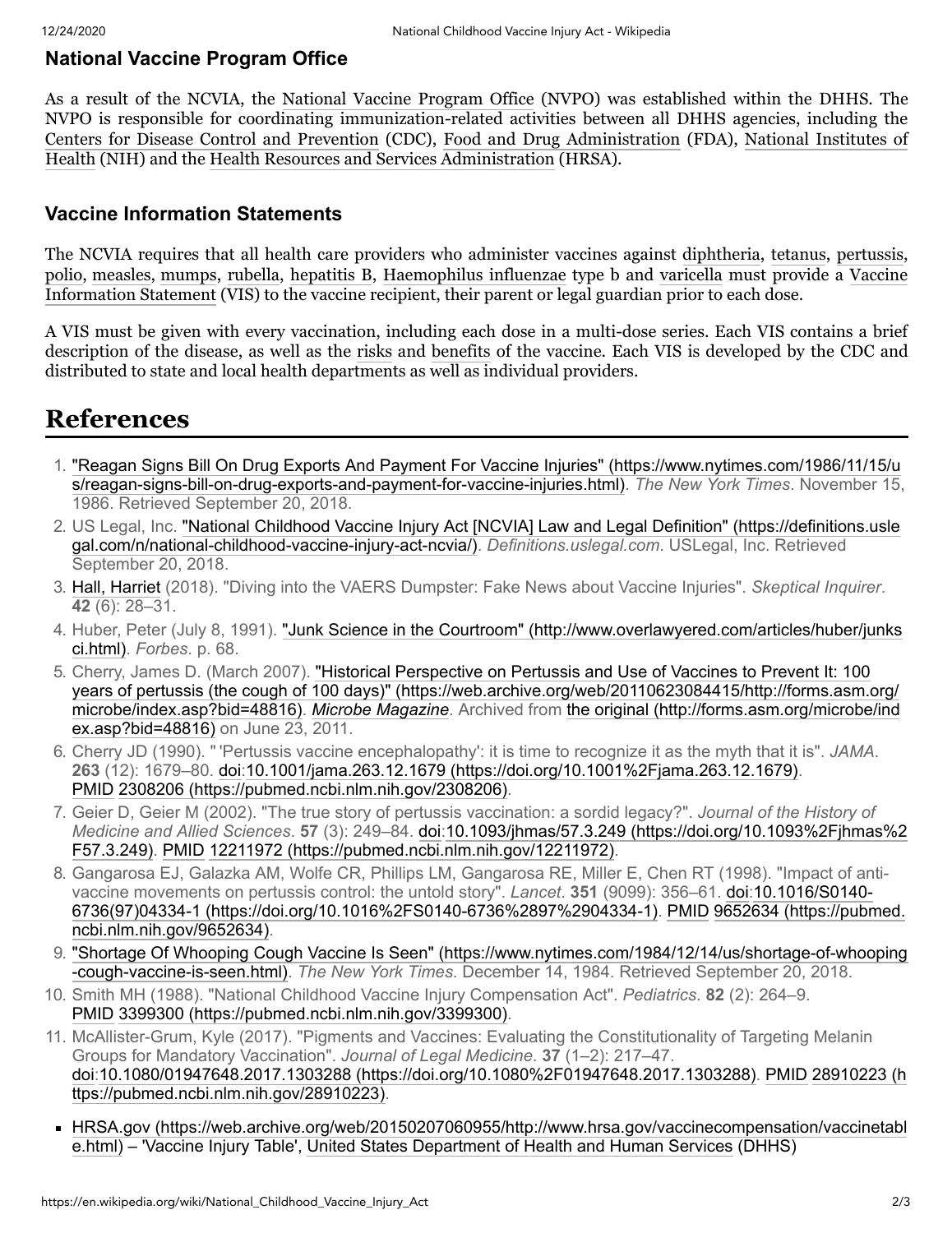### National Vaccine Program Office

As a result of the NCVIA, the National Vaccine Program Office (NVPO) was established within the DHHS. The NVPO is responsible for coordinating immunization-related activities between all DHHS agencies, including the Centers for Disease Control and Prevention (CDC), Food and Drug Administration (FDA), National Institutes of Health (NIH) and the Health Resources and Services Administration (HRSA).

### Vaccine Information Statements

The NCVIA requires that all health care providers who administer vaccines against diphtheria, tetanus, pertussis, polio, measles, mumps, rubella, hepatitis B, Haemophilus influenzae type b and varicella must provide a Vaccine Information Statement (VIS) to the vaccine recipient, their parent or legal guardian prior to each dose.

A VIS must be given with every vaccination, including each dose in a multi-dose series. Each VIS contains a brief description of the disease, as well as the risks and benefits of the vaccine. Each VIS is developed by the CDC and distributed to state and local health departments as well as individual providers.

## References

1. "Reagan Signs Bill On Drug Exports And Payment For Vaccine Injuries" (https://www.nytimes.com/1986/11/15/us/reagan-signs-bill-on-drug-exports-and-payment-for-vaccine-injuries.html). *The New York Times*. November 15, 1986. Retrieved September 20, 2018.
2. US Legal, Inc. "National Childhood Vaccine Injury Act [NCVIA] Law and Legal Definition" (https://definitions.uslegal.com/n/national-childhood-vaccine-injury-act-ncvia/). *Definitions.uslegal.com*. USLegal, Inc. Retrieved September 20, 2018.
3. Hall, Harriet (2018). "Diving into the VAERS Dumpster: Fake News about Vaccine Injuries". *Skeptical Inquirer*. **42** (6): 28–31.
4. Huber, Peter (July 8, 1991). "Junk Science in the Courtroom" (http://www.overlawyered.com/articles/huber/junksci.html). *Forbes*. p. 68.
5. Cherry, James D. (March 2007). "Historical Perspective on Pertussis and Use of Vaccines to Prevent It: 100 years of pertussis (the cough of 100 days)" (https://web.archive.org/web/20110623084415/http://forms.asm.org/microbe/index.asp?bid=48816). *Microbe Magazine*. Archived from the original (http://forms.asm.org/microbe/index.asp?bid=48816) on June 23, 2011.
6. Cherry JD (1990). " 'Pertussis vaccine encephalopathy': it is time to recognize it as the myth that it is". *JAMA*. **263** (12): 1679–80. doi:10.1001/jama.263.12.1679 (https://doi.org/10.1001%2Fjama.263.12.1679). PMID 2308206 (https://pubmed.ncbi.nlm.nih.gov/2308206).
7. Geier D, Geier M (2002). "The true story of pertussis vaccination: a sordid legacy?". *Journal of the History of Medicine and Allied Sciences*. **57** (3): 249–84. doi:10.1093/jhmas/57.3.249 (https://doi.org/10.1093%2Fjhmas%2F57.3.249). PMID 12211972 (https://pubmed.ncbi.nlm.nih.gov/12211972).
8. Gangarosa EJ, Galazka AM, Wolfe CR, Phillips LM, Gangarosa RE, Miller E, Chen RT (1998). "Impact of anti-vaccine movements on pertussis control: the untold story". *Lancet*. **351** (9099): 356–61. doi:10.1016/S0140-6736(97)04334-1 (https://doi.org/10.1016%2FS0140-6736%2897%2904334-1). PMID 9652634 (https://pubmed.ncbi.nlm.nih.gov/9652634).
9. "Shortage Of Whooping Cough Vaccine Is Seen" (https://www.nytimes.com/1984/12/14/us/shortage-of-whooping-cough-vaccine-is-seen.html). *The New York Times*. December 14, 1984. Retrieved September 20, 2018.
10. Smith MH (1988). "National Childhood Vaccine Injury Compensation Act". *Pediatrics*. **82** (2): 264–9. PMID 3399300 (https://pubmed.ncbi.nlm.nih.gov/3399300).
11. McAllister-Grum, Kyle (2017). "Pigments and Vaccines: Evaluating the Constitutionality of Targeting Melanin Groups for Mandatory Vaccination". *Journal of Legal Medicine*. **37** (1–2): 217–47. doi:10.1080/01947648.2017.1303288 (https://doi.org/10.1080%2F01947648.2017.1303288). PMID 28910223 (https://pubmed.ncbi.nlm.nih.gov/28910223).

- HRSA.gov (https://web.archive.org/web/20150207060955/http://www.hrsa.gov/vaccinecompensation/vaccinetable.html) – 'Vaccine Injury Table', United States Department of Health and Human Services (DHHS)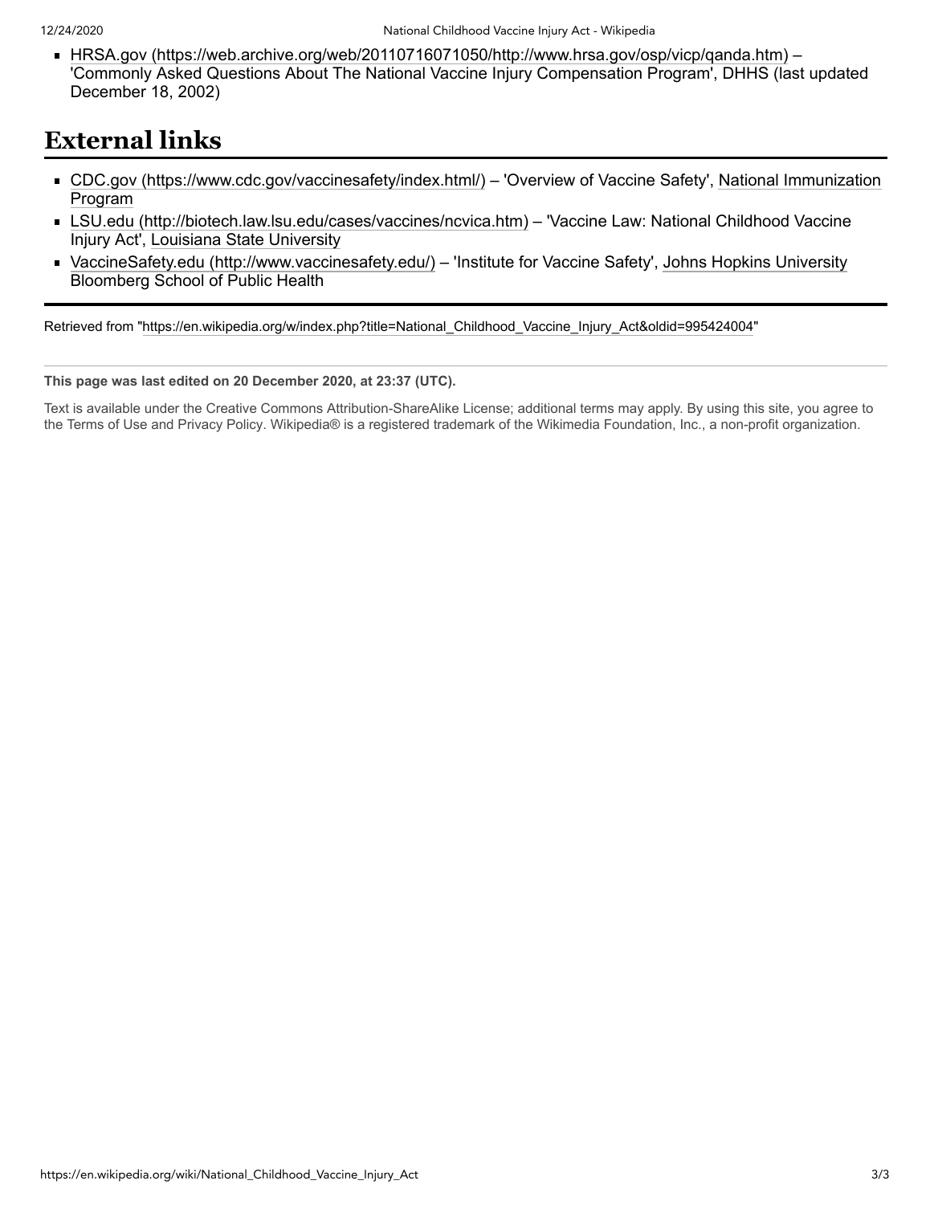- HRSA.gov (https://web.archive.org/web/20110716071050/http://www.hrsa.gov/osp/vicp/qanda.htm) – 'Commonly Asked Questions About The National Vaccine Injury Compensation Program', DHHS (last updated December 18, 2002)

## External links

- CDC.gov (https://www.cdc.gov/vaccinesafety/index.html/) – 'Overview of Vaccine Safety', National Immunization Program
- LSU.edu (http://biotech.law.lsu.edu/cases/vaccines/ncvica.htm) – 'Vaccine Law: National Childhood Vaccine Injury Act', Louisiana State University
- VaccineSafety.edu (http://www.vaccinesafety.edu/) – 'Institute for Vaccine Safety', Johns Hopkins University Bloomberg School of Public Health

Retrieved from "https://en.wikipedia.org/w/index.php?title=National_Childhood_Vaccine_Injury_Act&oldid=995424004"

**This page was last edited on 20 December 2020, at 23:37 (UTC).**

Text is available under the Creative Commons Attribution-ShareAlike License; additional terms may apply. By using this site, you agree to the Terms of Use and Privacy Policy. Wikipedia® is a registered trademark of the Wikimedia Foundation, Inc., a non-profit organization.